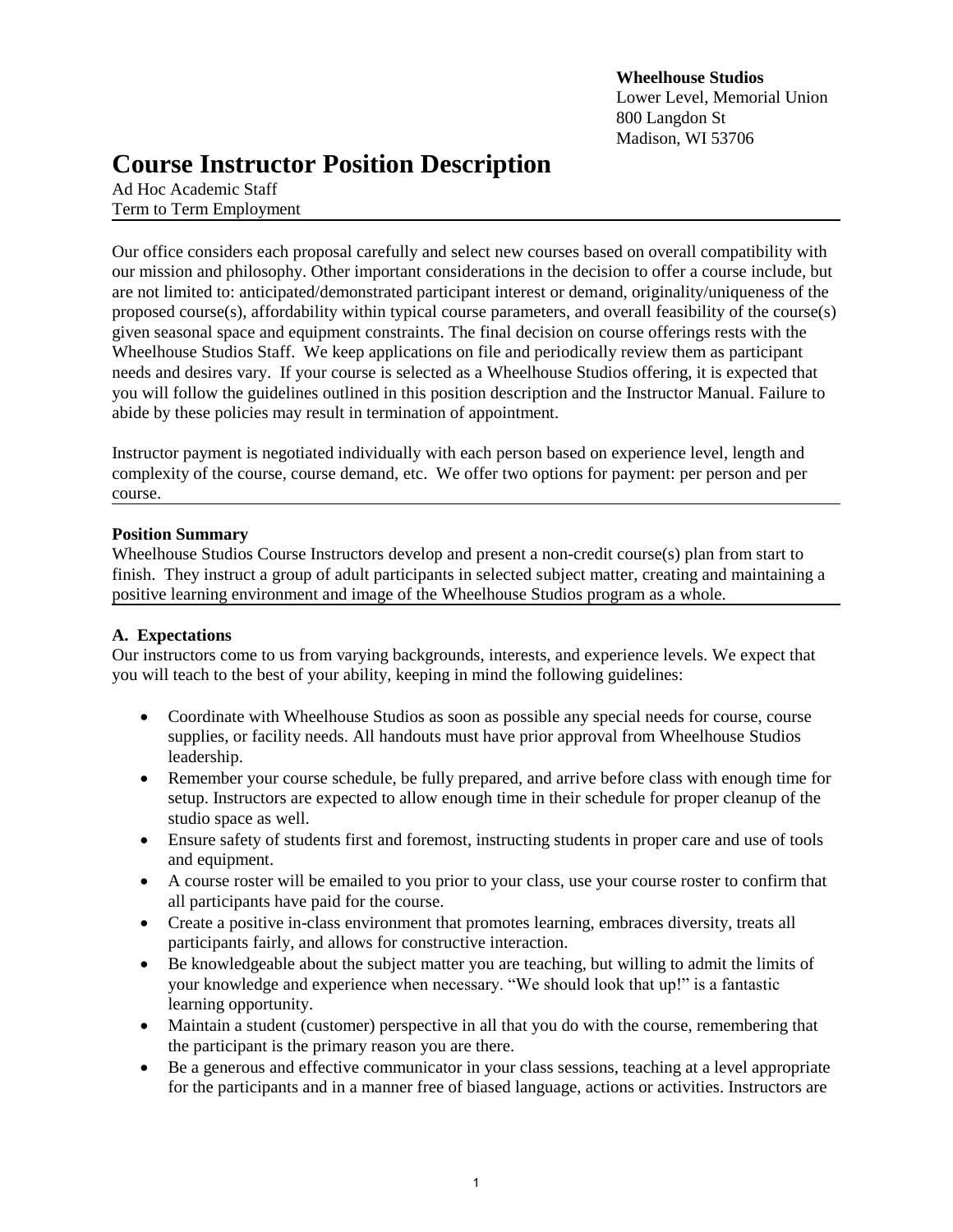**Wheelhouse Studios**
Lower Level, Memorial Union
800 Langdon St
Madison, WI 53706

# Course Instructor Position Description

Ad Hoc Academic Staff
Term to Term Employment

Our office considers each proposal carefully and select new courses based on overall compatibility with our mission and philosophy. Other important considerations in the decision to offer a course include, but are not limited to: anticipated/demonstrated participant interest or demand, originality/uniqueness of the proposed course(s), affordability within typical course parameters, and overall feasibility of the course(s) given seasonal space and equipment constraints. The final decision on course offerings rests with the Wheelhouse Studios Staff. We keep applications on file and periodically review them as participant needs and desires vary. If your course is selected as a Wheelhouse Studios offering, it is expected that you will follow the guidelines outlined in this position description and the Instructor Manual. Failure to abide by these policies may result in termination of appointment.

Instructor payment is negotiated individually with each person based on experience level, length and complexity of the course, course demand, etc. We offer two options for payment: per person and per course.

**Position Summary**

Wheelhouse Studios Course Instructors develop and present a non-credit course(s) plan from start to finish. They instruct a group of adult participants in selected subject matter, creating and maintaining a positive learning environment and image of the Wheelhouse Studios program as a whole.

**A. Expectations**

Our instructors come to us from varying backgrounds, interests, and experience levels. We expect that you will teach to the best of your ability, keeping in mind the following guidelines:

- Coordinate with Wheelhouse Studios as soon as possible any special needs for course, course supplies, or facility needs. All handouts must have prior approval from Wheelhouse Studios leadership.
- Remember your course schedule, be fully prepared, and arrive before class with enough time for setup. Instructors are expected to allow enough time in their schedule for proper cleanup of the studio space as well.
- Ensure safety of students first and foremost, instructing students in proper care and use of tools and equipment.
- A course roster will be emailed to you prior to your class, use your course roster to confirm that all participants have paid for the course.
- Create a positive in-class environment that promotes learning, embraces diversity, treats all participants fairly, and allows for constructive interaction.
- Be knowledgeable about the subject matter you are teaching, but willing to admit the limits of your knowledge and experience when necessary. "We should look that up!" is a fantastic learning opportunity.
- Maintain a student (customer) perspective in all that you do with the course, remembering that the participant is the primary reason you are there.
- Be a generous and effective communicator in your class sessions, teaching at a level appropriate for the participants and in a manner free of biased language, actions or activities. Instructors are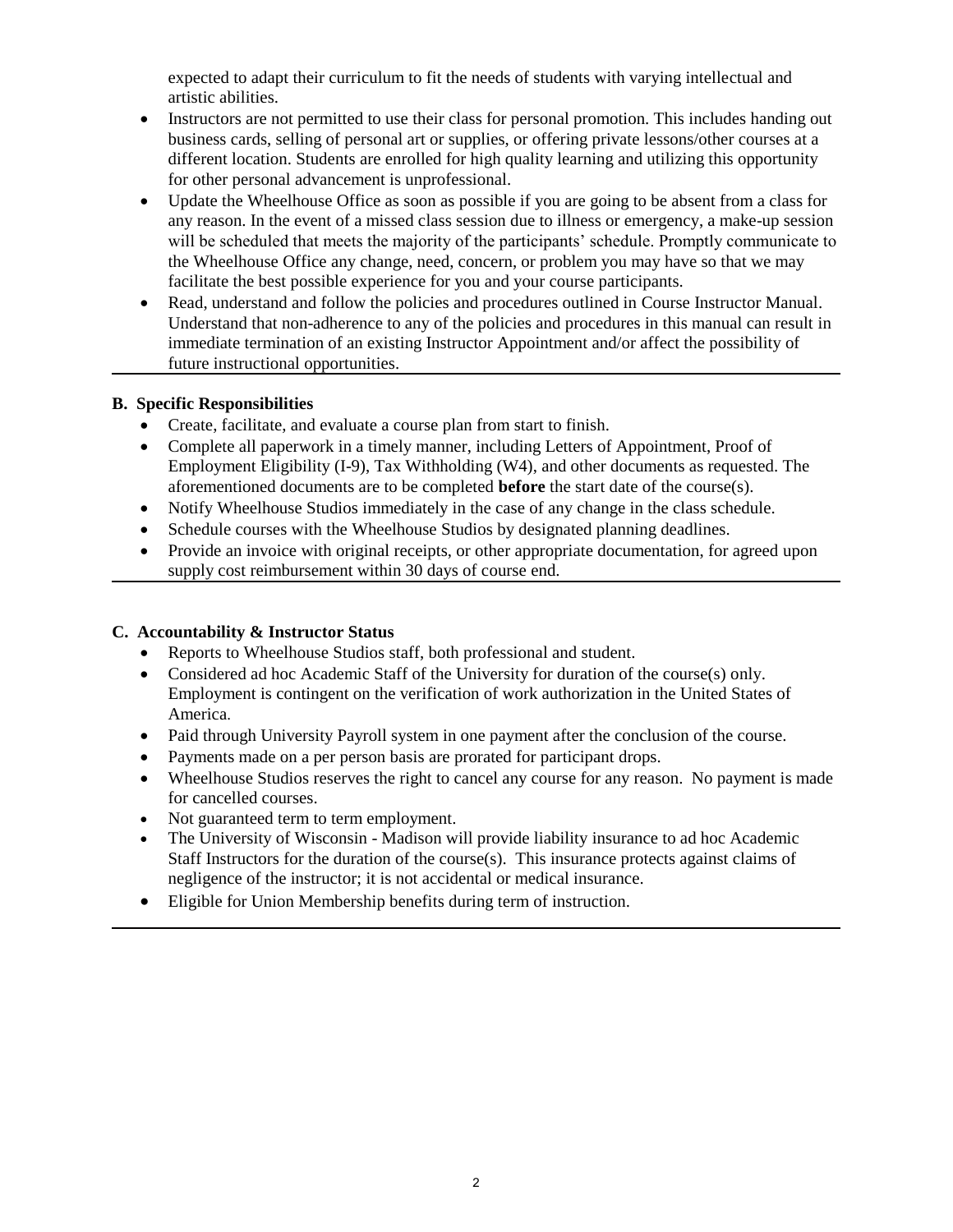expected to adapt their curriculum to fit the needs of students with varying intellectual and artistic abilities.

- Instructors are not permitted to use their class for personal promotion. This includes handing out business cards, selling of personal art or supplies, or offering private lessons/other courses at a different location. Students are enrolled for high quality learning and utilizing this opportunity for other personal advancement is unprofessional.
- Update the Wheelhouse Office as soon as possible if you are going to be absent from a class for any reason. In the event of a missed class session due to illness or emergency, a make-up session will be scheduled that meets the majority of the participants' schedule. Promptly communicate to the Wheelhouse Office any change, need, concern, or problem you may have so that we may facilitate the best possible experience for you and your course participants.
- Read, understand and follow the policies and procedures outlined in Course Instructor Manual. Understand that non-adherence to any of the policies and procedures in this manual can result in immediate termination of an existing Instructor Appointment and/or affect the possibility of future instructional opportunities.

### B. Specific Responsibilities

- Create, facilitate, and evaluate a course plan from start to finish.
- Complete all paperwork in a timely manner, including Letters of Appointment, Proof of Employment Eligibility (I-9), Tax Withholding (W4), and other documents as requested. The aforementioned documents are to be completed **before** the start date of the course(s).
- Notify Wheelhouse Studios immediately in the case of any change in the class schedule.
- Schedule courses with the Wheelhouse Studios by designated planning deadlines.
- Provide an invoice with original receipts, or other appropriate documentation, for agreed upon supply cost reimbursement within 30 days of course end.

### C. Accountability & Instructor Status

- Reports to Wheelhouse Studios staff, both professional and student.
- Considered ad hoc Academic Staff of the University for duration of the course(s) only. Employment is contingent on the verification of work authorization in the United States of America.
- Paid through University Payroll system in one payment after the conclusion of the course.
- Payments made on a per person basis are prorated for participant drops.
- Wheelhouse Studios reserves the right to cancel any course for any reason. No payment is made for cancelled courses.
- Not guaranteed term to term employment.
- The University of Wisconsin - Madison will provide liability insurance to ad hoc Academic Staff Instructors for the duration of the course(s). This insurance protects against claims of negligence of the instructor; it is not accidental or medical insurance.
- Eligible for Union Membership benefits during term of instruction.